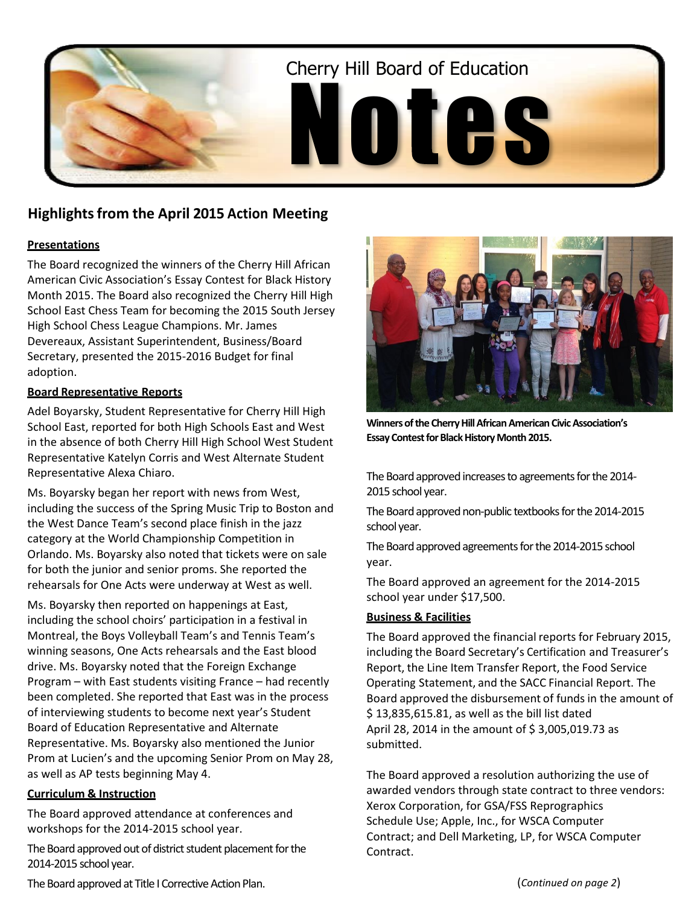# Cherry Hill Board of Education Notes

## Highlights from the April 2015 Action Meeting

**Presentations**

The Board recognized the winners of the Cherry Hill African American Civic Association's Essay Contest for Black History Month 2015. The Board also recognized the Cherry Hill High School East Chess Team for becoming the 2015 South Jersey High School Chess League Champions. Mr. James Devereaux, Assistant Superintendent, Business/Board Secretary, presented the 2015-2016 Budget for final adoption.

**Board Representative Reports**

Adel Boyarsky, Student Representative for Cherry Hill High School East, reported for both High Schools East and West in the absence of both Cherry Hill High School West Student Representative Katelyn Corris and West Alternate Student Representative Alexa Chiaro.

Ms. Boyarsky began her report with news from West, including the success of the Spring Music Trip to Boston and the West Dance Team's second place finish in the jazz category at the World Championship Competition in Orlando. Ms. Boyarsky also noted that tickets were on sale for both the junior and senior proms. She reported the rehearsals for One Acts were underway at West as well.

Ms. Boyarsky then reported on happenings at East, including the school choirs' participation in a festival in Montreal, the Boys Volleyball Team's and Tennis Team's winning seasons, One Acts rehearsals and the East blood drive. Ms. Boyarsky noted that the Foreign Exchange Program – with East students visiting France – had recently been completed. She reported that East was in the process of interviewing students to become next year's Student Board of Education Representative and Alternate Representative. Ms. Boyarsky also mentioned the Junior Prom at Lucien's and the upcoming Senior Prom on May 28, as well as AP tests beginning May 4.

**Curriculum & Instruction**

The Board approved attendance at conferences and workshops for the 2014-2015 school year.

The Board approved out of district student placement for the 2014-2015 school year.

The Board approved at Title I Corrective Action Plan.

**Winners of the Cherry Hill African American Civic Association's Essay Contest for Black History Month 2015.**

The Board approved increases to agreements for the 2014-2015 school year.

The Board approved non-public textbooks for the 2014-2015 school year.

The Board approved agreements for the 2014-2015 school year.

The Board approved an agreement for the 2014-2015 school year under $17,500.

**Business & Facilities**

The Board approved the financial reports for February 2015, including the Board Secretary's Certification and Treasurer's Report, the Line Item Transfer Report, the Food Service Operating Statement, and the SACC Financial Report. The Board approved the disbursement of funds in the amount of $ 13,835,615.81, as well as the bill list dated April 28, 2014 in the amount of $ 3,005,019.73 as submitted.

The Board approved a resolution authorizing the use of awarded vendors through state contract to three vendors: Xerox Corporation, for GSA/FSS Reprographics Schedule Use; Apple, Inc., for WSCA Computer Contract; and Dell Marketing, LP, for WSCA Computer Contract.

(*Continued on page 2*)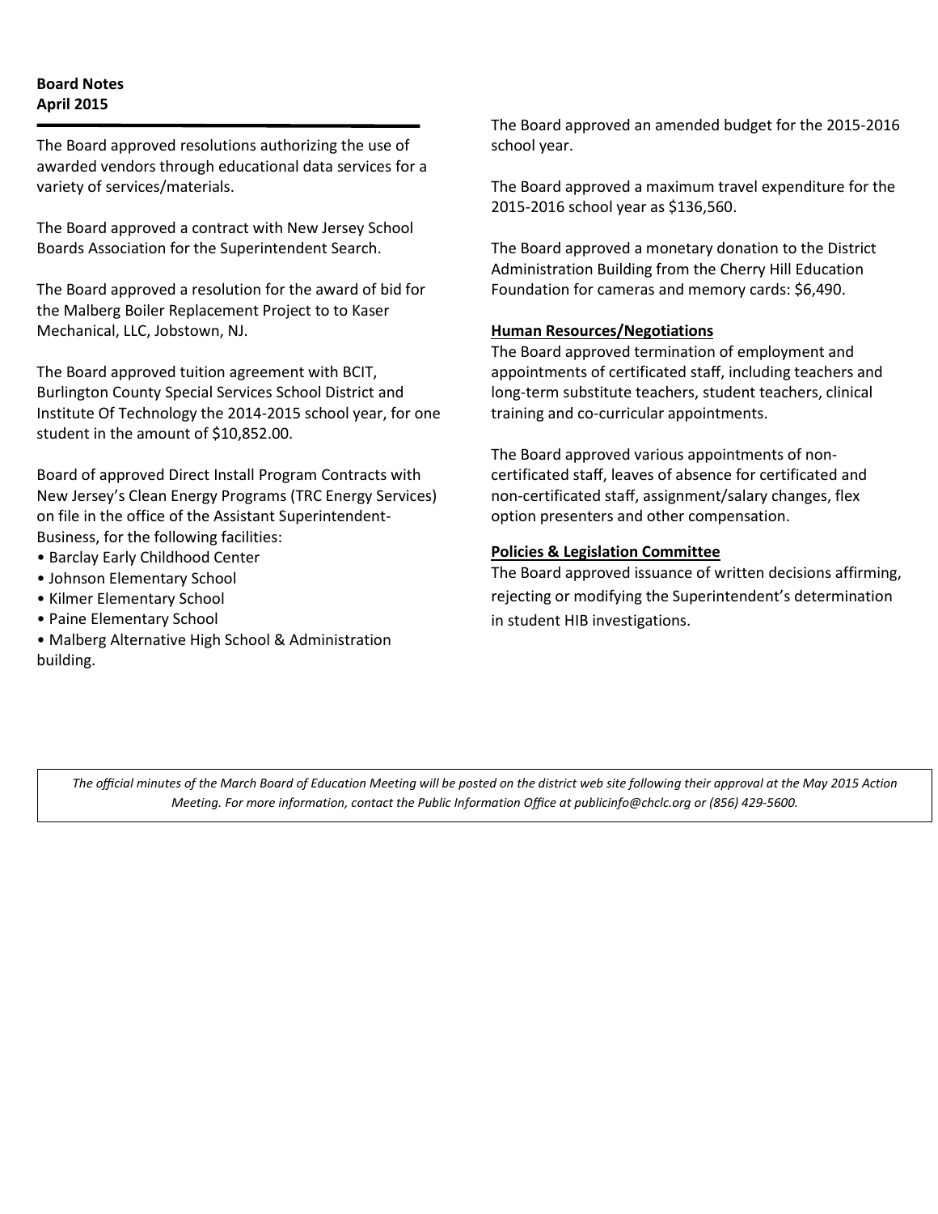**Board Notes**
**April 2015**

The Board approved resolutions authorizing the use of awarded vendors through educational data services for a variety of services/materials.

The Board approved a contract with New Jersey School Boards Association for the Superintendent Search.

The Board approved a resolution for the award of bid for the Malberg Boiler Replacement Project to to Kaser Mechanical, LLC, Jobstown, NJ.

The Board approved tuition agreement with BCIT, Burlington County Special Services School District and Institute Of Technology the 2014-2015 school year, for one student in the amount of $10,852.00.

Board of approved Direct Install Program Contracts with New Jersey's Clean Energy Programs (TRC Energy Services) on file in the office of the Assistant Superintendent-Business, for the following facilities:

- Barclay Early Childhood Center
- Johnson Elementary School
- Kilmer Elementary School
- Paine Elementary School
- Malberg Alternative High School & Administration building.

The Board approved an amended budget for the 2015-2016 school year.

The Board approved a maximum travel expenditure for the 2015-2016 school year as $136,560.

The Board approved a monetary donation to the District Administration Building from the Cherry Hill Education Foundation for cameras and memory cards: $6,490.

**Human Resources/Negotiations**

The Board approved termination of employment and appointments of certificated staff, including teachers and long-term substitute teachers, student teachers, clinical training and co-curricular appointments.

The Board approved various appointments of non-certificated staff, leaves of absence for certificated and non-certificated staff, assignment/salary changes, flex option presenters and other compensation.

**Policies & Legislation Committee**

The Board approved issuance of written decisions affirming, rejecting or modifying the Superintendent's determination in student HIB investigations.

*The official minutes of the March Board of Education Meeting will be posted on the district web site following their approval at the May 2015 Action Meeting. For more information, contact the Public Information Office at publicinfo@chclc.org or (856) 429-5600.*